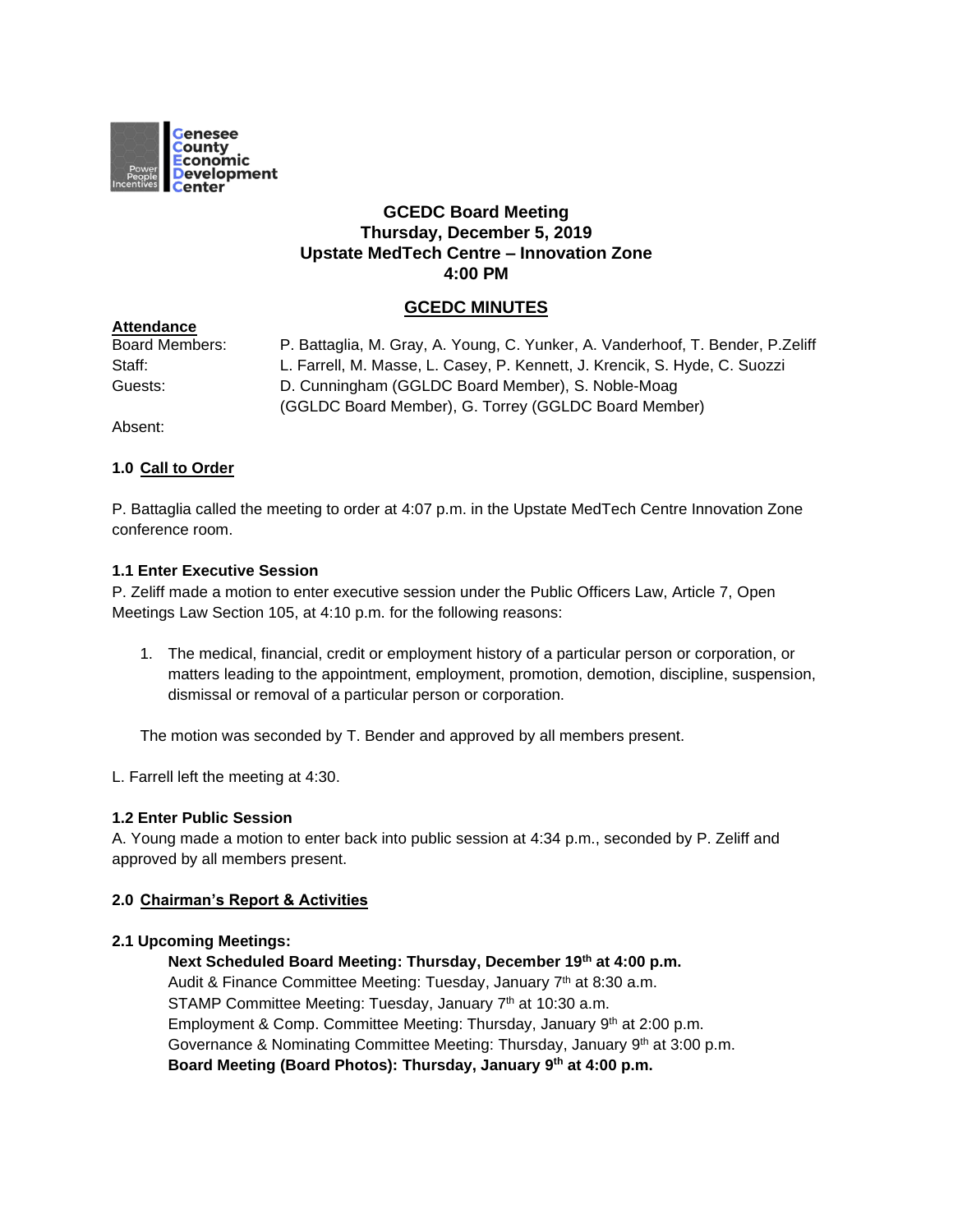Genesee County Economic Development Center

Power People Incentives

# GCEDC Board Meeting
## Thursday, December 5, 2019
## Upstate MedTech Centre – Innovation Zone
## 4:00 PM

## GCEDC MINUTES

**Attendance**

| | |
|---|---|
| Board Members: | P. Battaglia, M. Gray, A. Young, C. Yunker, A. Vanderhoof, T. Bender, P.Zeliff |
| Staff: | L. Farrell, M. Masse, L. Casey, P. Kennett, J. Krencik, S. Hyde, C. Suozzi |
| Guests: | D. Cunningham (GGLDC Board Member), S. Noble-Moag (GGLDC Board Member), G. Torrey (GGLDC Board Member) |
| Absent: | |

### 1.0 Call to Order

P. Battaglia called the meeting to order at 4:07 p.m. in the Upstate MedTech Centre Innovation Zone conference room.

**1.1 Enter Executive Session**

P. Zeliff made a motion to enter executive session under the Public Officers Law, Article 7, Open Meetings Law Section 105, at 4:10 p.m. for the following reasons:

1. The medical, financial, credit or employment history of a particular person or corporation, or matters leading to the appointment, employment, promotion, demotion, discipline, suspension, dismissal or removal of a particular person or corporation.

The motion was seconded by T. Bender and approved by all members present.

L. Farrell left the meeting at 4:30.

**1.2 Enter Public Session**

A. Young made a motion to enter back into public session at 4:34 p.m., seconded by P. Zeliff and approved by all members present.

### 2.0 Chairman's Report & Activities

**2.1 Upcoming Meetings:**

**Next Scheduled Board Meeting: Thursday, December 19th at 4:00 p.m.**
Audit & Finance Committee Meeting: Tuesday, January 7th at 8:30 a.m.
STAMP Committee Meeting: Tuesday, January 7th at 10:30 a.m.
Employment & Comp. Committee Meeting: Thursday, January 9th at 2:00 p.m.
Governance & Nominating Committee Meeting: Thursday, January 9th at 3:00 p.m.
**Board Meeting (Board Photos): Thursday, January 9th at 4:00 p.m.**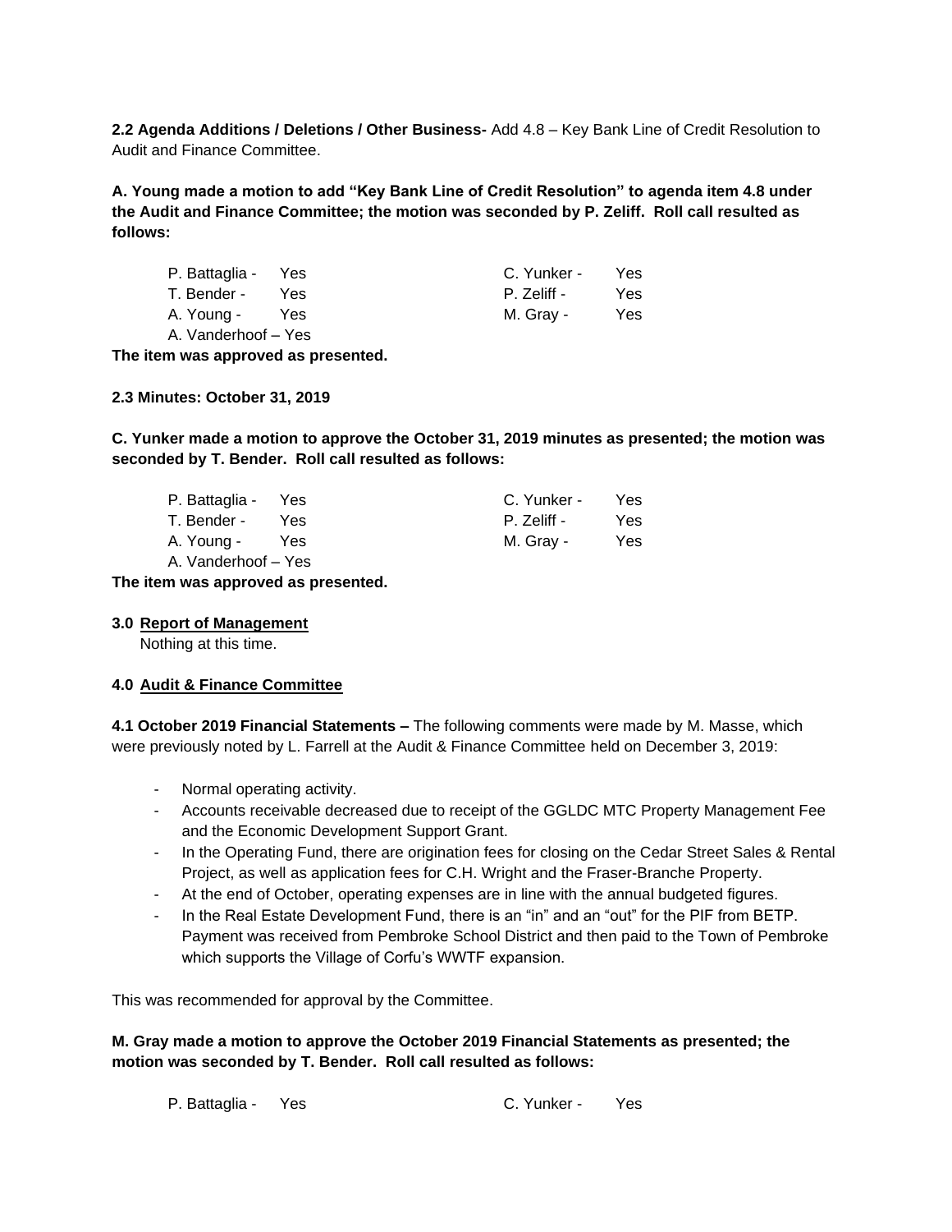**2.2 Agenda Additions / Deletions / Other Business-** Add 4.8 – Key Bank Line of Credit Resolution to Audit and Finance Committee.

**A. Young made a motion to add "Key Bank Line of Credit Resolution" to agenda item 4.8 under the Audit and Finance Committee; the motion was seconded by P. Zeliff. Roll call resulted as follows:**

| | | | |
|---|---|---|---|
| P. Battaglia - | Yes | C. Yunker - | Yes |
| T. Bender - | Yes | P. Zeliff - | Yes |
| A. Young - | Yes | M. Gray - | Yes |
| A. Vanderhoof – Yes | | | |

**The item was approved as presented.**

**2.3 Minutes: October 31, 2019**

**C. Yunker made a motion to approve the October 31, 2019 minutes as presented; the motion was seconded by T. Bender. Roll call resulted as follows:**

| | | | |
|---|---|---|---|
| P. Battaglia - | Yes | C. Yunker - | Yes |
| T. Bender - | Yes | P. Zeliff - | Yes |
| A. Young - | Yes | M. Gray - | Yes |
| A. Vanderhoof – Yes | | | |

**The item was approved as presented.**

**3.0 <u>Report of Management</u>**

Nothing at this time.

**4.0 <u>Audit & Finance Committee</u>**

**4.1 October 2019 Financial Statements –** The following comments were made by M. Masse, which were previously noted by L. Farrell at the Audit & Finance Committee held on December 3, 2019:

- Normal operating activity.
- Accounts receivable decreased due to receipt of the GGLDC MTC Property Management Fee and the Economic Development Support Grant.
- In the Operating Fund, there are origination fees for closing on the Cedar Street Sales & Rental Project, as well as application fees for C.H. Wright and the Fraser-Branche Property.
- At the end of October, operating expenses are in line with the annual budgeted figures.
- In the Real Estate Development Fund, there is an "in" and an "out" for the PIF from BETP. Payment was received from Pembroke School District and then paid to the Town of Pembroke which supports the Village of Corfu's WWTF expansion.

This was recommended for approval by the Committee.

**M. Gray made a motion to approve the October 2019 Financial Statements as presented; the motion was seconded by T. Bender. Roll call resulted as follows:**

| | | | |
|---|---|---|---|
| P. Battaglia - | Yes | C. Yunker - | Yes |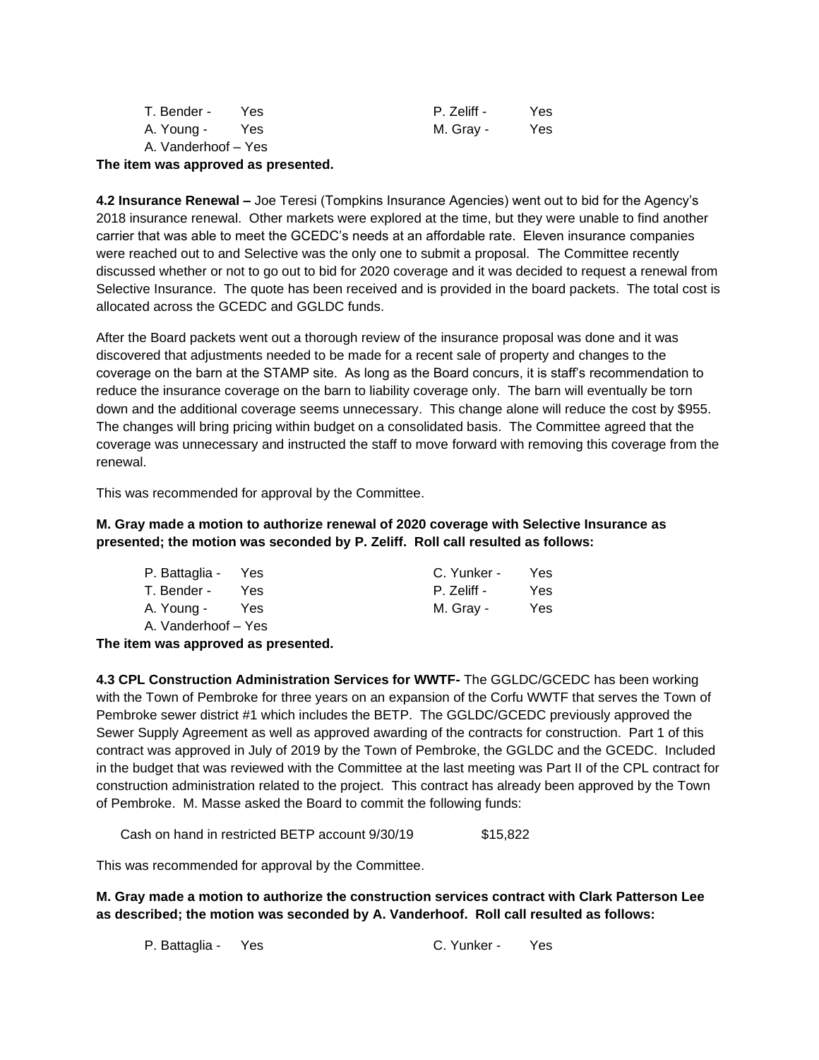| | | | |
|---|---|---|---|
| T. Bender - | Yes | P. Zeliff - | Yes |
| A. Young - | Yes | M. Gray - | Yes |
| A. Vanderhoof – Yes | | | |

**The item was approved as presented.**

**4.2 Insurance Renewal –** Joe Teresi (Tompkins Insurance Agencies) went out to bid for the Agency's 2018 insurance renewal. Other markets were explored at the time, but they were unable to find another carrier that was able to meet the GCEDC's needs at an affordable rate. Eleven insurance companies were reached out to and Selective was the only one to submit a proposal. The Committee recently discussed whether or not to go out to bid for 2020 coverage and it was decided to request a renewal from Selective Insurance. The quote has been received and is provided in the board packets. The total cost is allocated across the GCEDC and GGLDC funds.

After the Board packets went out a thorough review of the insurance proposal was done and it was discovered that adjustments needed to be made for a recent sale of property and changes to the coverage on the barn at the STAMP site. As long as the Board concurs, it is staff's recommendation to reduce the insurance coverage on the barn to liability coverage only. The barn will eventually be torn down and the additional coverage seems unnecessary. This change alone will reduce the cost by $955. The changes will bring pricing within budget on a consolidated basis. The Committee agreed that the coverage was unnecessary and instructed the staff to move forward with removing this coverage from the renewal.

This was recommended for approval by the Committee.

**M. Gray made a motion to authorize renewal of 2020 coverage with Selective Insurance as presented; the motion was seconded by P. Zeliff. Roll call resulted as follows:**

| | | | |
|---|---|---|---|
| P. Battaglia - | Yes | C. Yunker - | Yes |
| T. Bender - | Yes | P. Zeliff - | Yes |
| A. Young - | Yes | M. Gray - | Yes |
| A. Vanderhoof – Yes | | | |

**The item was approved as presented.**

**4.3 CPL Construction Administration Services for WWTF-** The GGLDC/GCEDC has been working with the Town of Pembroke for three years on an expansion of the Corfu WWTF that serves the Town of Pembroke sewer district #1 which includes the BETP. The GGLDC/GCEDC previously approved the Sewer Supply Agreement as well as approved awarding of the contracts for construction. Part 1 of this contract was approved in July of 2019 by the Town of Pembroke, the GGLDC and the GCEDC. Included in the budget that was reviewed with the Committee at the last meeting was Part II of the CPL contract for construction administration related to the project. This contract has already been approved by the Town of Pembroke. M. Masse asked the Board to commit the following funds:

| | |
|---|---|
| Cash on hand in restricted BETP account 9/30/19 | $15,822 |

This was recommended for approval by the Committee.

**M. Gray made a motion to authorize the construction services contract with Clark Patterson Lee as described; the motion was seconded by A. Vanderhoof. Roll call resulted as follows:**

| | | | |
|---|---|---|---|
| P. Battaglia - | Yes | C. Yunker - | Yes |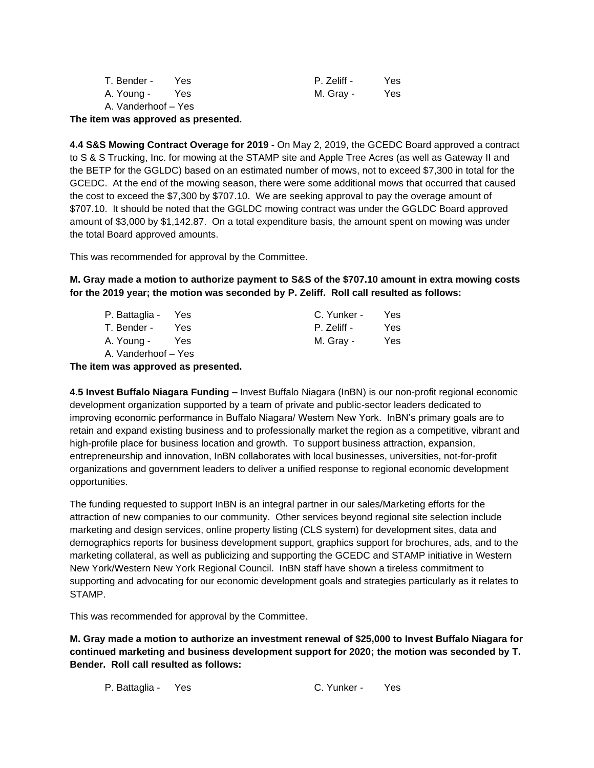T. Bender - Yes P. Zeliff - Yes
A. Young - Yes M. Gray - Yes
A. Vanderhoof – Yes

**The item was approved as presented.**

**4.4 S&S Mowing Contract Overage for 2019 -** On May 2, 2019, the GCEDC Board approved a contract to S & S Trucking, Inc. for mowing at the STAMP site and Apple Tree Acres (as well as Gateway II and the BETP for the GGLDC) based on an estimated number of mows, not to exceed $7,300 in total for the GCEDC. At the end of the mowing season, there were some additional mows that occurred that caused the cost to exceed the $7,300 by $707.10. We are seeking approval to pay the overage amount of $707.10. It should be noted that the GGLDC mowing contract was under the GGLDC Board approved amount of $3,000 by $1,142.87. On a total expenditure basis, the amount spent on mowing was under the total Board approved amounts.

This was recommended for approval by the Committee.

**M. Gray made a motion to authorize payment to S&S of the $707.10 amount in extra mowing costs for the 2019 year; the motion was seconded by P. Zeliff. Roll call resulted as follows:**

P. Battaglia - Yes C. Yunker - Yes
T. Bender - Yes P. Zeliff - Yes
A. Young - Yes M. Gray - Yes
A. Vanderhoof – Yes

**The item was approved as presented.**

**4.5 Invest Buffalo Niagara Funding –** Invest Buffalo Niagara (InBN) is our non-profit regional economic development organization supported by a team of private and public-sector leaders dedicated to improving economic performance in Buffalo Niagara/ Western New York. InBN's primary goals are to retain and expand existing business and to professionally market the region as a competitive, vibrant and high-profile place for business location and growth. To support business attraction, expansion, entrepreneurship and innovation, InBN collaborates with local businesses, universities, not-for-profit organizations and government leaders to deliver a unified response to regional economic development opportunities.

The funding requested to support InBN is an integral partner in our sales/Marketing efforts for the attraction of new companies to our community. Other services beyond regional site selection include marketing and design services, online property listing (CLS system) for development sites, data and demographics reports for business development support, graphics support for brochures, ads, and to the marketing collateral, as well as publicizing and supporting the GCEDC and STAMP initiative in Western New York/Western New York Regional Council. InBN staff have shown a tireless commitment to supporting and advocating for our economic development goals and strategies particularly as it relates to STAMP.

This was recommended for approval by the Committee.

**M. Gray made a motion to authorize an investment renewal of $25,000 to Invest Buffalo Niagara for continued marketing and business development support for 2020; the motion was seconded by T. Bender. Roll call resulted as follows:**

P. Battaglia - Yes C. Yunker - Yes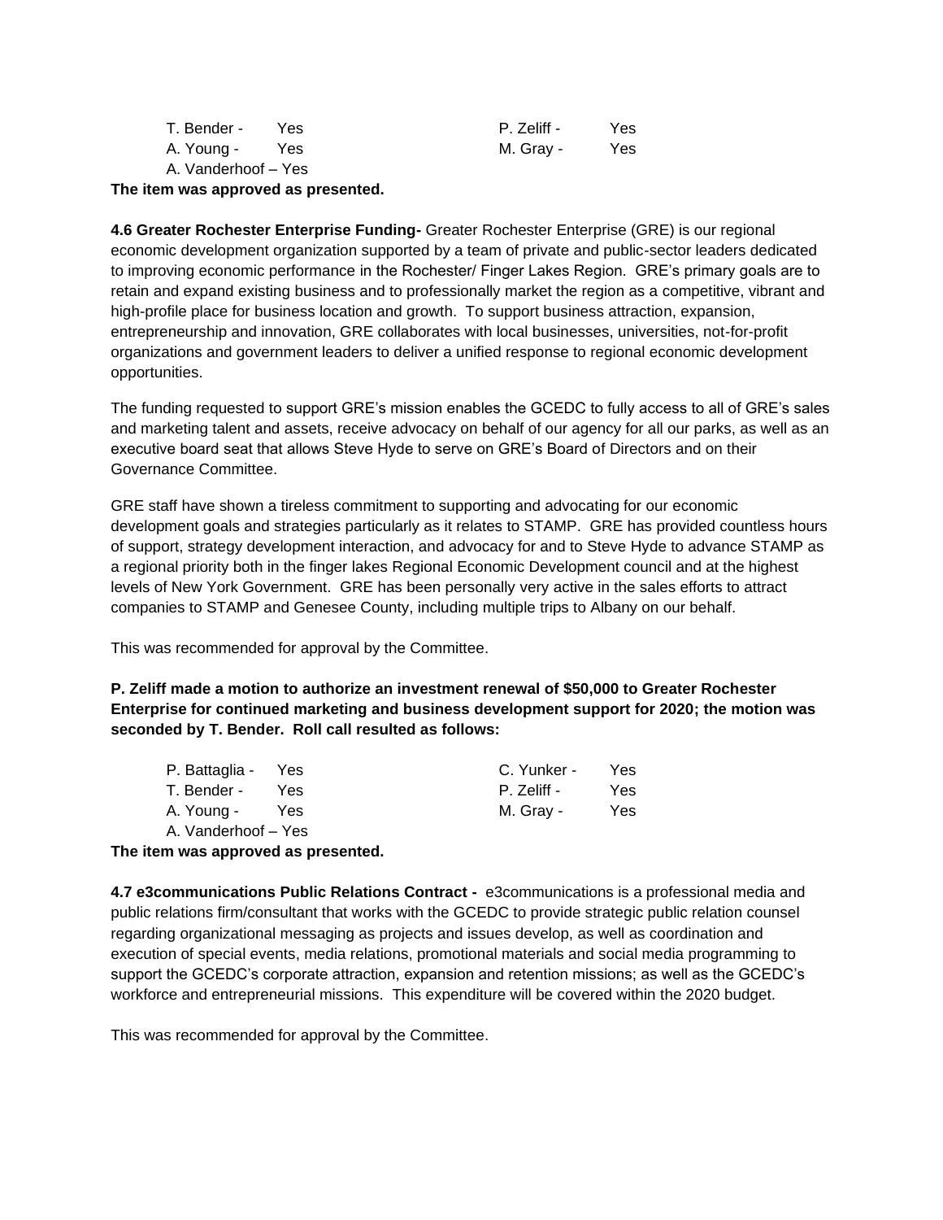| | | | |
|---|---|---|---|
| T. Bender - | Yes | P. Zeliff - | Yes |
| A. Young - | Yes | M. Gray - | Yes |
| A. Vanderhoof – Yes | | | |

**The item was approved as presented.**

**4.6 Greater Rochester Enterprise Funding-** Greater Rochester Enterprise (GRE) is our regional economic development organization supported by a team of private and public-sector leaders dedicated to improving economic performance in the Rochester/ Finger Lakes Region. GRE's primary goals are to retain and expand existing business and to professionally market the region as a competitive, vibrant and high-profile place for business location and growth. To support business attraction, expansion, entrepreneurship and innovation, GRE collaborates with local businesses, universities, not-for-profit organizations and government leaders to deliver a unified response to regional economic development opportunities.

The funding requested to support GRE's mission enables the GCEDC to fully access to all of GRE's sales and marketing talent and assets, receive advocacy on behalf of our agency for all our parks, as well as an executive board seat that allows Steve Hyde to serve on GRE's Board of Directors and on their Governance Committee.

GRE staff have shown a tireless commitment to supporting and advocating for our economic development goals and strategies particularly as it relates to STAMP. GRE has provided countless hours of support, strategy development interaction, and advocacy for and to Steve Hyde to advance STAMP as a regional priority both in the finger lakes Regional Economic Development council and at the highest levels of New York Government. GRE has been personally very active in the sales efforts to attract companies to STAMP and Genesee County, including multiple trips to Albany on our behalf.

This was recommended for approval by the Committee.

**P. Zeliff made a motion to authorize an investment renewal of $50,000 to Greater Rochester Enterprise for continued marketing and business development support for 2020; the motion was seconded by T. Bender. Roll call resulted as follows:**

| | | | |
|---|---|---|---|
| P. Battaglia - | Yes | C. Yunker - | Yes |
| T. Bender - | Yes | P. Zeliff - | Yes |
| A. Young - | Yes | M. Gray - | Yes |
| A. Vanderhoof – Yes | | | |

**The item was approved as presented.**

**4.7 e3communications Public Relations Contract -** e3communications is a professional media and public relations firm/consultant that works with the GCEDC to provide strategic public relation counsel regarding organizational messaging as projects and issues develop, as well as coordination and execution of special events, media relations, promotional materials and social media programming to support the GCEDC's corporate attraction, expansion and retention missions; as well as the GCEDC's workforce and entrepreneurial missions. This expenditure will be covered within the 2020 budget.

This was recommended for approval by the Committee.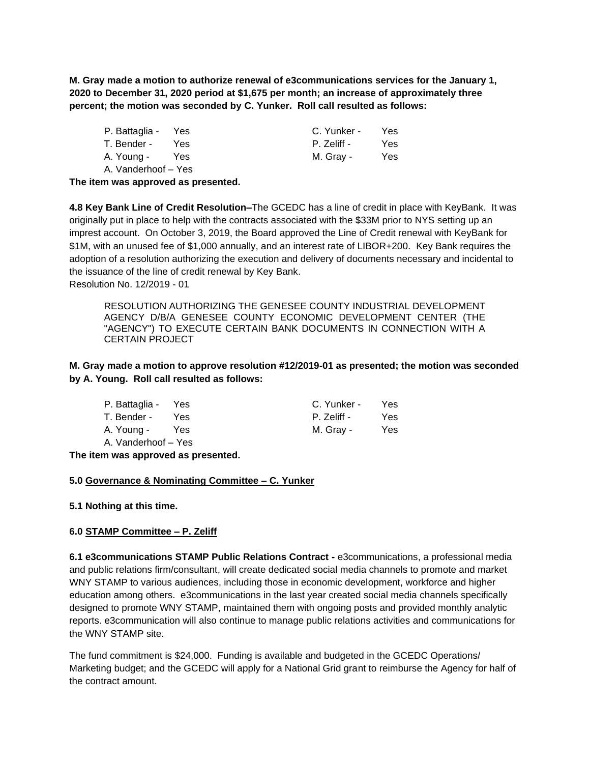**M. Gray made a motion to authorize renewal of e3communications services for the January 1, 2020 to December 31, 2020 period at $1,675 per month; an increase of approximately three percent; the motion was seconded by C. Yunker. Roll call resulted as follows:**

| | | | |
|---|---|---|---|
| P. Battaglia - | Yes | C. Yunker - | Yes |
| T. Bender - | Yes | P. Zeliff - | Yes |
| A. Young - | Yes | M. Gray - | Yes |
| A. Vanderhoof – | Yes | | |

**The item was approved as presented.**

**4.8 Key Bank Line of Credit Resolution–**The GCEDC has a line of credit in place with KeyBank. It was originally put in place to help with the contracts associated with the $33M prior to NYS setting up an imprest account. On October 3, 2019, the Board approved the Line of Credit renewal with KeyBank for $1M, with an unused fee of $1,000 annually, and an interest rate of LIBOR+200. Key Bank requires the adoption of a resolution authorizing the execution and delivery of documents necessary and incidental to the issuance of the line of credit renewal by Key Bank.
Resolution No. 12/2019 - 01

> RESOLUTION AUTHORIZING THE GENESEE COUNTY INDUSTRIAL DEVELOPMENT AGENCY D/B/A GENESEE COUNTY ECONOMIC DEVELOPMENT CENTER (THE "AGENCY") TO EXECUTE CERTAIN BANK DOCUMENTS IN CONNECTION WITH A CERTAIN PROJECT

**M. Gray made a motion to approve resolution #12/2019-01 as presented; the motion was seconded by A. Young. Roll call resulted as follows:**

| | | | |
|---|---|---|---|
| P. Battaglia - | Yes | C. Yunker - | Yes |
| T. Bender - | Yes | P. Zeliff - | Yes |
| A. Young - | Yes | M. Gray - | Yes |
| A. Vanderhoof – | Yes | | |

**The item was approved as presented.**

**5.0 <u>Governance & Nominating Committee – C. Yunker</u>**

**5.1 Nothing at this time.**

**6.0 <u>STAMP Committee – P. Zeliff</u>**

**6.1 e3communications STAMP Public Relations Contract -** e3communications, a professional media and public relations firm/consultant, will create dedicated social media channels to promote and market WNY STAMP to various audiences, including those in economic development, workforce and higher education among others. e3communications in the last year created social media channels specifically designed to promote WNY STAMP, maintained them with ongoing posts and provided monthly analytic reports. e3communication will also continue to manage public relations activities and communications for the WNY STAMP site.

The fund commitment is $24,000. Funding is available and budgeted in the GCEDC Operations/ Marketing budget; and the GCEDC will apply for a National Grid grant to reimburse the Agency for half of the contract amount.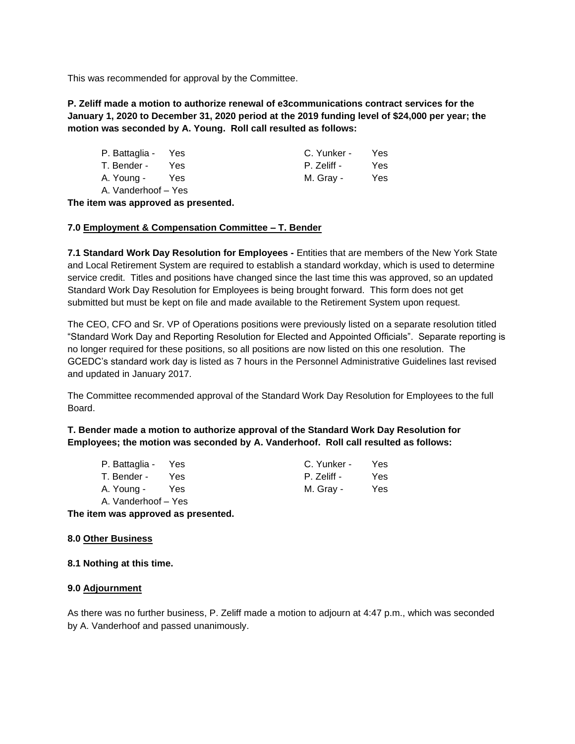This was recommended for approval by the Committee.

**P. Zeliff made a motion to authorize renewal of e3communications contract services for the January 1, 2020 to December 31, 2020 period at the 2019 funding level of $24,000 per year; the motion was seconded by A. Young. Roll call resulted as follows:**

| | | | |
|---|---|---|---|
| P. Battaglia - | Yes | C. Yunker - | Yes |
| T. Bender - | Yes | P. Zeliff - | Yes |
| A. Young - | Yes | M. Gray - | Yes |
| A. Vanderhoof – | Yes | | |

**The item was approved as presented.**

**7.0 <u>Employment & Compensation Committee – T. Bender</u>**

**7.1 Standard Work Day Resolution for Employees -** Entities that are members of the New York State and Local Retirement System are required to establish a standard workday, which is used to determine service credit. Titles and positions have changed since the last time this was approved, so an updated Standard Work Day Resolution for Employees is being brought forward. This form does not get submitted but must be kept on file and made available to the Retirement System upon request.

The CEO, CFO and Sr. VP of Operations positions were previously listed on a separate resolution titled "Standard Work Day and Reporting Resolution for Elected and Appointed Officials". Separate reporting is no longer required for these positions, so all positions are now listed on this one resolution. The GCEDC's standard work day is listed as 7 hours in the Personnel Administrative Guidelines last revised and updated in January 2017.

The Committee recommended approval of the Standard Work Day Resolution for Employees to the full Board.

**T. Bender made a motion to authorize approval of the Standard Work Day Resolution for Employees; the motion was seconded by A. Vanderhoof. Roll call resulted as follows:**

| | | | |
|---|---|---|---|
| P. Battaglia - | Yes | C. Yunker - | Yes |
| T. Bender - | Yes | P. Zeliff - | Yes |
| A. Young - | Yes | M. Gray - | Yes |
| A. Vanderhoof – | Yes | | |

**The item was approved as presented.**

**8.0 <u>Other Business</u>**

**8.1 Nothing at this time.**

**9.0 <u>Adjournment</u>**

As there was no further business, P. Zeliff made a motion to adjourn at 4:47 p.m., which was seconded by A. Vanderhoof and passed unanimously.